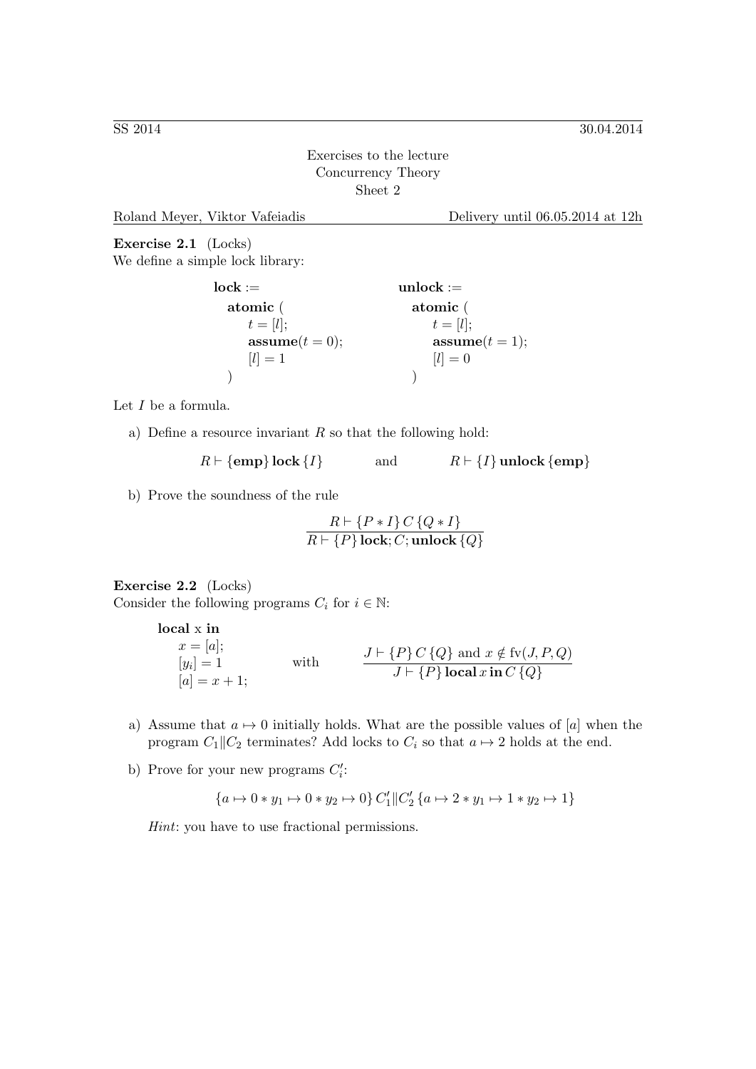SS 2014 | 30.04.2014

Exercises to the lecture
Concurrency Theory
Sheet 2

Roland Meyer, Viktor Vafeiadis | Delivery until 06.05.2014 at 12h

**Exercise 2.1** (Locks)
We define a simple lock library:

```
lock :=                      unlock :=
  atomic (                     atomic (
    t = [l];                     t = [l];
    assume(t = 0);               assume(t = 1);
    [l] = 1                      [l] = 0
  )                            )
```

Let $I$ be a formula.

a) Define a resource invariant $R$ so that the following hold:

$$R \vdash \{\mathbf{emp}\}\, \mathbf{lock}\, \{I\} \qquad \text{and} \qquad R \vdash \{I\}\, \mathbf{unlock}\, \{\mathbf{emp}\}$$

b) Prove the soundness of the rule

$$\frac{R \vdash \{P * I\}\, C\, \{Q * I\}}{R \vdash \{P\}\, \mathbf{lock}; C; \mathbf{unlock}\, \{Q\}}$$

**Exercise 2.2** (Locks)
Consider the following programs $C_i$ for $i \in \mathbb{N}$:

```
local x in
  x = [a];
  [y_i] = 1
  [a] = x + 1;
```

with

$$\frac{J \vdash \{P\}\, C\, \{Q\} \text{ and } x \notin \text{fv}(J, P, Q)}{J \vdash \{P\}\, \mathbf{local}\, x\, \mathbf{in}\, C\, \{Q\}}$$

a) Assume that $a \mapsto 0$ initially holds. What are the possible values of $[a]$ when the program $C_1 \| C_2$ terminates? Add locks to $C_i$ so that $a \mapsto 2$ holds at the end.

b) Prove for your new programs $C'_i$:

$$\{a \mapsto 0 * y_1 \mapsto 0 * y_2 \mapsto 0\}\, C'_1 \| C'_2\, \{a \mapsto 2 * y_1 \mapsto 1 * y_2 \mapsto 1\}$$

*Hint*: you have to use fractional permissions.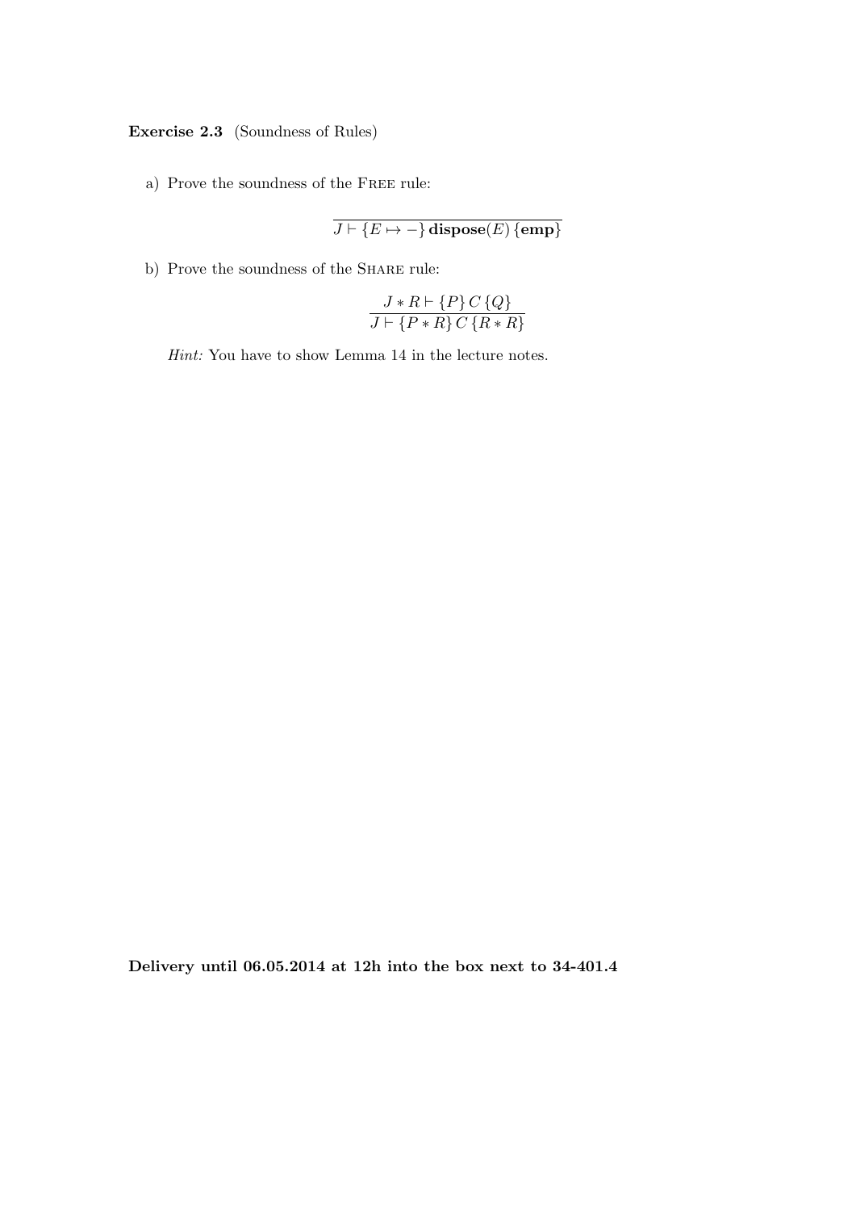**Exercise 2.3** (Soundness of Rules)

a) Prove the soundness of the Free rule:

$$\overline{J \vdash \{E \mapsto -\}\, \mathbf{dispose}(E)\, \{\mathbf{emp}\}}$$

b) Prove the soundness of the Share rule:

$$\frac{J * R \vdash \{P\}\, C\, \{Q\}}{J \vdash \{P * R\}\, C\, \{R * R\}}$$

*Hint:* You have to show Lemma 14 in the lecture notes.

**Delivery until 06.05.2014 at 12h into the box next to 34-401.4**